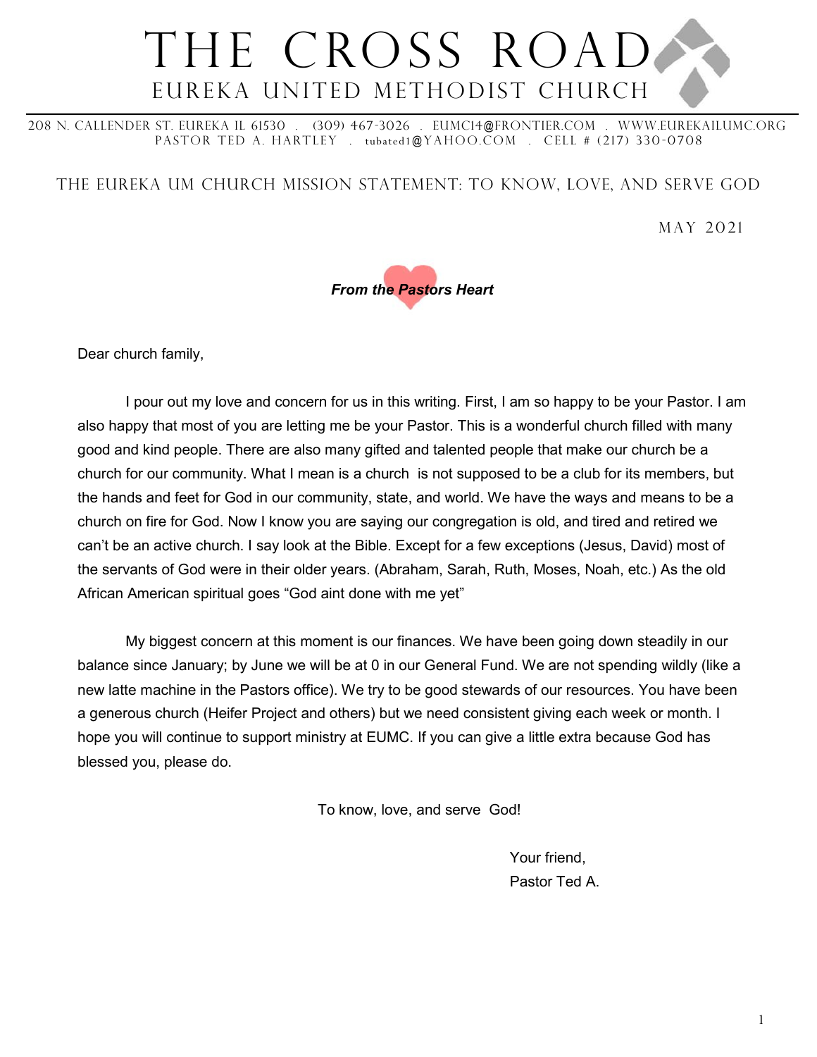# THE CROSS ROAD

## EUREKA UNITED METHODIST CHURCH

208 N. CALLENDER ST. EUREKA IL 61530 . (309) 467-3026 . EUMC14@FRONTIER.COM . WWW.EUREKAILUMC.ORG
PASTOR TED A. HARTLEY . tubated1@YAHOO.COM . CELL # (217) 330-0708

THE EUREKA UM CHURCH MISSION STATEMENT: TO KNOW, LOVE, AND SERVE GOD

MAY 2021

***From the Pastors Heart***

Dear church family,

I pour out my love and concern for us in this writing. First, I am so happy to be your Pastor. I am also happy that most of you are letting me be your Pastor. This is a wonderful church filled with many good and kind people. There are also many gifted and talented people that make our church be a church for our community. What I mean is a church is not supposed to be a club for its members, but the hands and feet for God in our community, state, and world. We have the ways and means to be a church on fire for God. Now I know you are saying our congregation is old, and tired and retired we can't be an active church. I say look at the Bible. Except for a few exceptions (Jesus, David) most of the servants of God were in their older years. (Abraham, Sarah, Ruth, Moses, Noah, etc.) As the old African American spiritual goes "God aint done with me yet"

My biggest concern at this moment is our finances. We have been going down steadily in our balance since January; by June we will be at 0 in our General Fund. We are not spending wildly (like a new latte machine in the Pastors office). We try to be good stewards of our resources. You have been a generous church (Heifer Project and others) but we need consistent giving each week or month. I hope you will continue to support ministry at EUMC. If you can give a little extra because God has blessed you, please do.

To know, love, and serve God!

Your friend,
Pastor Ted A.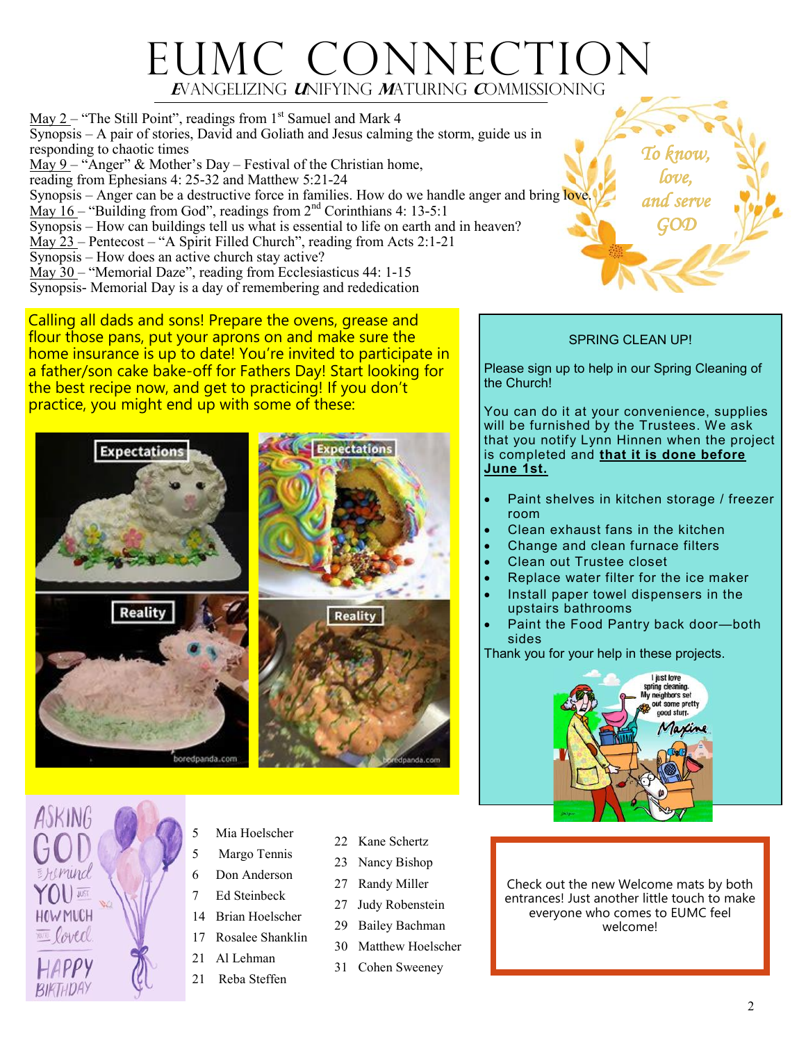# EUMC CONNECTION

*E*VANGELIZING *U*NIFYING *M*ATURING *C*OMMISSIONING

May 2 – "The Still Point", readings from 1st Samuel and Mark 4
Synopsis – A pair of stories, David and Goliath and Jesus calming the storm, guide us in responding to chaotic times
May 9 – "Anger" & Mother's Day – Festival of the Christian home, reading from Ephesians 4: 25-32 and Matthew 5:21-24
Synopsis – Anger can be a destructive force in families. How do we handle anger and bring love.
May 16 – "Building from God", readings from 2nd Corinthians 4: 13-5:1
Synopsis – How can buildings tell us what is essential to life on earth and in heaven?
May 23 – Pentecost – "A Spirit Filled Church", reading from Acts 2:1-21
Synopsis – How does an active church stay active?
May 30 – "Memorial Daze", reading from Ecclesiasticus 44: 1-15
Synopsis- Memorial Day is a day of remembering and rededication

*To know, love, and serve GOD*

Calling all dads and sons! Prepare the ovens, grease and flour those pans, put your aprons on and make sure the home insurance is up to date! You're invited to participate in a father/son cake bake-off for Fathers Day! Start looking for the best recipe now, and get to practicing! If you don't practice, you might end up with some of these:

Expectations / Reality — boredpanda.com

## SPRING CLEAN UP!

Please sign up to help in our Spring Cleaning of the Church!

You can do it at your convenience, supplies will be furnished by the Trustees. We ask that you notify Lynn Hinnen when the project is completed and **that it is done before June 1st.**

- Paint shelves in kitchen storage / freezer room
- Clean exhaust fans in the kitchen
- Change and clean furnace filters
- Clean out Trustee closet
- Replace water filter for the ice maker
- Install paper towel dispensers in the upstairs bathrooms
- Paint the Food Pantry back door—both sides

Thank you for your help in these projects.

## ASKING GOD to remind YOU just HOW MUCH you're loved. HAPPY BIRTHDAY

| | |
|---|---|
| 5 | Mia Hoelscher |
| 5 | Margo Tennis |
| 6 | Don Anderson |
| 7 | Ed Steinbeck |
| 14 | Brian Hoelscher |
| 17 | Rosalee Shanklin |
| 21 | Al Lehman |
| 21 | Reba Steffen |
| 22 | Kane Schertz |
| 23 | Nancy Bishop |
| 27 | Randy Miller |
| 27 | Judy Robenstein |
| 29 | Bailey Bachman |
| 30 | Matthew Hoelscher |
| 31 | Cohen Sweeney |

Check out the new Welcome mats by both entrances! Just another little touch to make everyone who comes to EUMC feel welcome!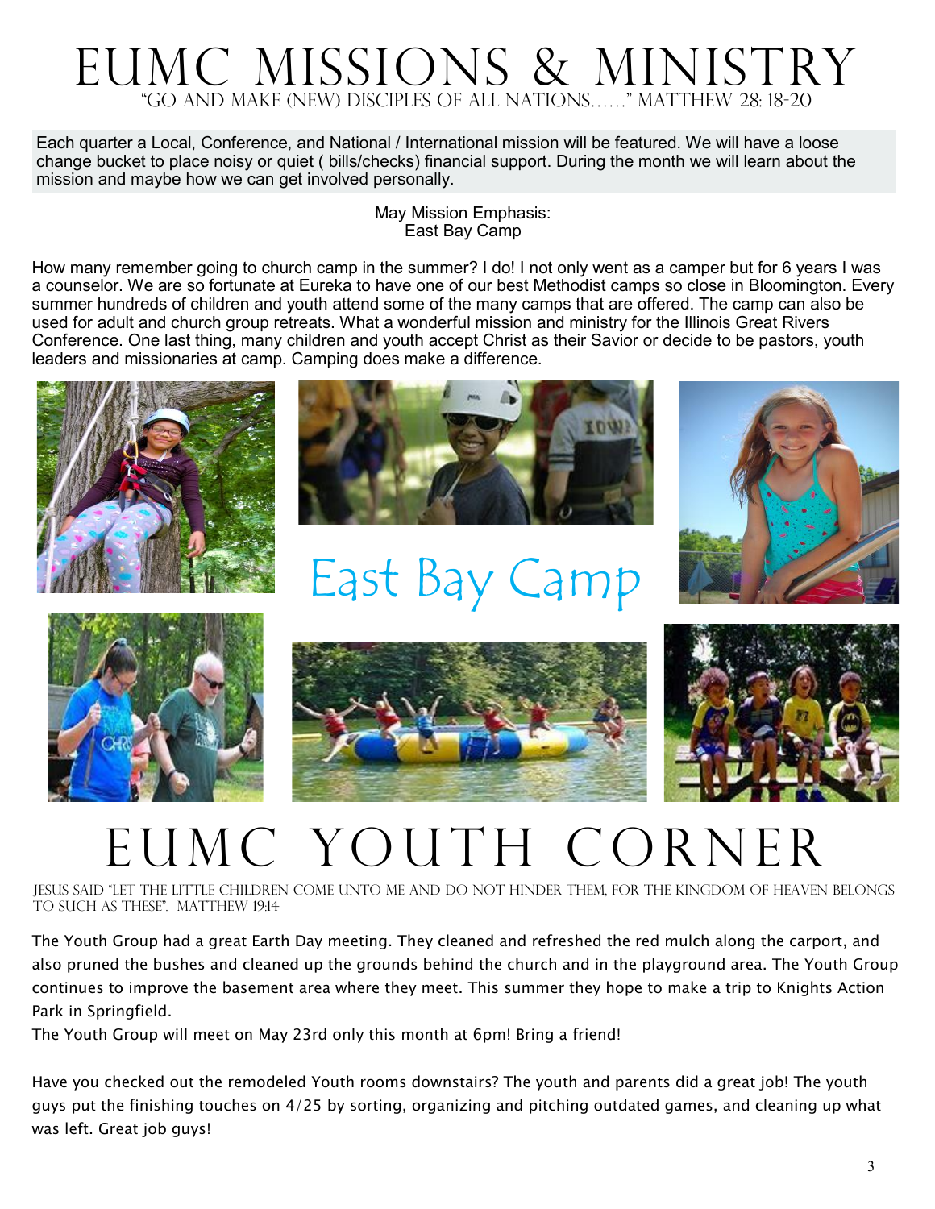# EUMC Missions & Ministry

"Go and make (new) disciples of all nations……" Matthew 28: 18-20

Each quarter a Local, Conference, and National / International mission will be featured. We will have a loose change bucket to place noisy or quiet ( bills/checks) financial support. During the month we will learn about the mission and maybe how we can get involved personally.

May Mission Emphasis:
East Bay Camp

How many remember going to church camp in the summer? I do! I not only went as a camper but for 6 years I was a counselor. We are so fortunate at Eureka to have one of our best Methodist camps so close in Bloomington. Every summer hundreds of children and youth attend some of the many camps that are offered. The camp can also be used for adult and church group retreats. What a wonderful mission and ministry for the Illinois Great Rivers Conference. One last thing, many children and youth accept Christ as their Savior or decide to be pastors, youth leaders and missionaries at camp. Camping does make a difference.

East Bay Camp

# EUMC Youth Corner

Jesus said "Let the little children come unto me and do not hinder them, for the kingdom of heaven belongs to such as these". Matthew 19:14

The Youth Group had a great Earth Day meeting. They cleaned and refreshed the red mulch along the carport, and also pruned the bushes and cleaned up the grounds behind the church and in the playground area. The Youth Group continues to improve the basement area where they meet. This summer they hope to make a trip to Knights Action Park in Springfield.

The Youth Group will meet on May 23rd only this month at 6pm! Bring a friend!

Have you checked out the remodeled Youth rooms downstairs? The youth and parents did a great job! The youth guys put the finishing touches on 4/25 by sorting, organizing and pitching outdated games, and cleaning up what was left. Great job guys!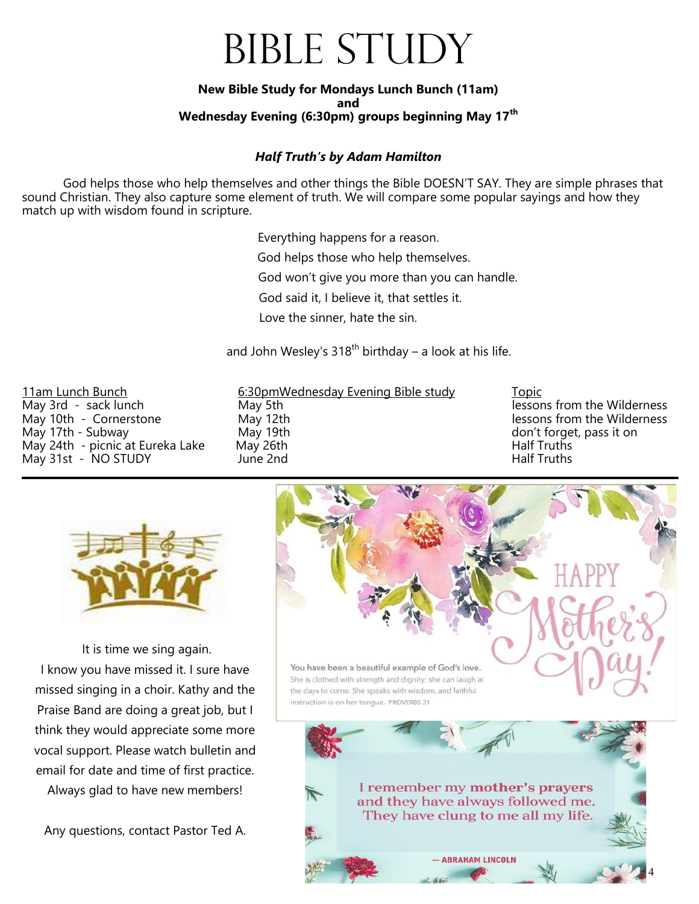# Bible Study

**New Bible Study for Mondays Lunch Bunch (11am)**
**and**
**Wednesday Evening (6:30pm) groups beginning May 17th**

***Half Truth's by Adam Hamilton***

God helps those who help themselves and other things the Bible DOESN'T SAY. They are simple phrases that sound Christian. They also capture some element of truth. We will compare some popular sayings and how they match up with wisdom found in scripture.

Everything happens for a reason.
God helps those who help themselves.
God won't give you more than you can handle.
God said it, I believe it, that settles it.
Love the sinner, hate the sin.

and John Wesley's 318th birthday – a look at his life.

| 11am Lunch Bunch | 6:30pmWednesday Evening Bible study | Topic |
| --- | --- | --- |
| May 3rd - sack lunch | May 5th | lessons from the Wilderness |
| May 10th - Cornerstone | May 12th | lessons from the Wilderness |
| May 17th - Subway | May 19th | don't forget, pass it on |
| May 24th - picnic at Eureka Lake | May 26th | Half Truths |
| May 31st - NO STUDY | June 2nd | Half Truths |

It is time we sing again.
I know you have missed it. I sure have missed singing in a choir. Kathy and the Praise Band are doing a great job, but I think they would appreciate some more vocal support. Please watch bulletin and email for date and time of first practice.
Always glad to have new members!

Any questions, contact Pastor Ted A.

HAPPY Mother's Day!

You have been a beautiful example of God's love.
She is clothed with strength and dignity; she can laugh at the days to come. She speaks with wisdom, and faithful instruction is on her tongue. PROVERBS 31

I remember my **mother's prayers** and they have always followed me. They have clung to me all my life.

— ABRAHAM LINCOLN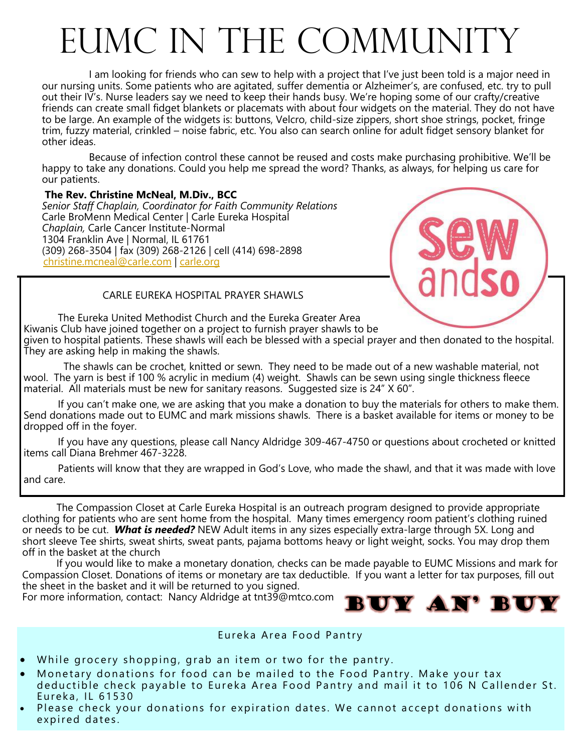# EUMC IN THE COMMUNITY

I am looking for friends who can sew to help with a project that I've just been told is a major need in our nursing units. Some patients who are agitated, suffer dementia or Alzheimer's, are confused, etc. try to pull out their IV's. Nurse leaders say we need to keep their hands busy. We're hoping some of our crafty/creative friends can create small fidget blankets or placemats with about four widgets on the material. They do not have to be large. An example of the widgets is: buttons, Velcro, child-size zippers, short shoe strings, pocket, fringe trim, fuzzy material, crinkled – noise fabric, etc. You also can search online for adult fidget sensory blanket for other ideas.

Because of infection control these cannot be reused and costs make purchasing prohibitive. We'll be happy to take any donations. Could you help me spread the word? Thanks, as always, for helping us care for our patients.

**The Rev. Christine McNeal, M.Div., BCC**
*Senior Staff Chaplain, Coordinator for Faith Community Relations*
Carle BroMenn Medical Center | Carle Eureka Hospital
*Chaplain,* Carle Cancer Institute-Normal
1304 Franklin Ave | Normal, IL 61761
(309) 268-3504 | fax (309) 268-2126 | cell (414) 698-2898
christine.mcneal@carle.com | carle.org

sew andso

## CARLE EUREKA HOSPITAL PRAYER SHAWLS

The Eureka United Methodist Church and the Eureka Greater Area Kiwanis Club have joined together on a project to furnish prayer shawls to be given to hospital patients. These shawls will each be blessed with a special prayer and then donated to the hospital. They are asking help in making the shawls.

The shawls can be crochet, knitted or sewn. They need to be made out of a new washable material, not wool. The yarn is best if 100 % acrylic in medium (4) weight. Shawls can be sewn using single thickness fleece material. All materials must be new for sanitary reasons. Suggested size is 24" X 60".

If you can't make one, we are asking that you make a donation to buy the materials for others to make them. Send donations made out to EUMC and mark missions shawls. There is a basket available for items or money to be dropped off in the foyer.

If you have any questions, please call Nancy Aldridge 309-467-4750 or questions about crocheted or knitted items call Diana Brehmer 467-3228.

Patients will know that they are wrapped in God's Love, who made the shawl, and that it was made with love and care.

The Compassion Closet at Carle Eureka Hospital is an outreach program designed to provide appropriate clothing for patients who are sent home from the hospital. Many times emergency room patient's clothing ruined or needs to be cut. ***What is needed?*** NEW Adult items in any sizes especially extra-large through 5X. Long and short sleeve Tee shirts, sweat shirts, sweat pants, pajama bottoms heavy or light weight, socks. You may drop them off in the basket at the church

If you would like to make a monetary donation, checks can be made payable to EUMC Missions and mark for Compassion Closet. Donations of items or monetary are tax deductible. If you want a letter for tax purposes, fill out the sheet in the basket and it will be returned to you signed.
For more information, contact: Nancy Aldridge at tnt39@mtco.com

**BUY AN' BUY**

## Eureka Area Food Pantry

- While grocery shopping, grab an item or two for the pantry.
- Monetary donations for food can be mailed to the Food Pantry. Make your tax deductible check payable to Eureka Area Food Pantry and mail it to 106 N Callender St. Eureka, IL 61530
- Please check your donations for expiration dates. We cannot accept donations with expired dates.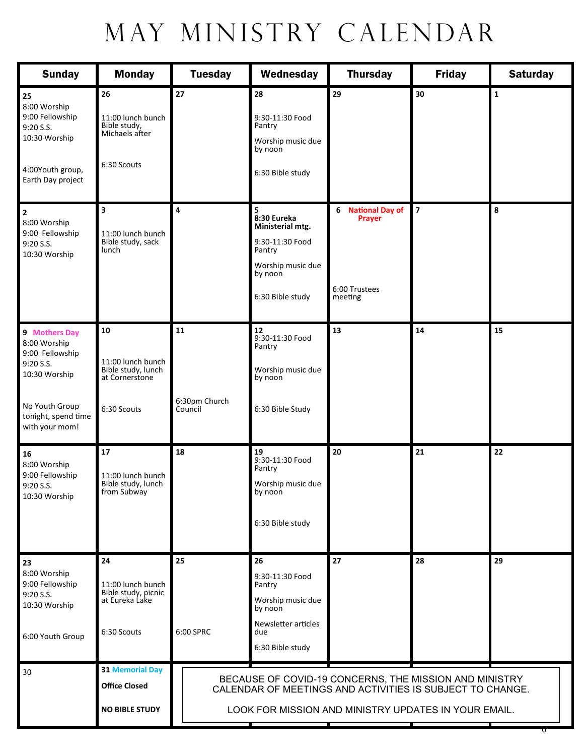# MAY MINISTRY CALENDAR

| Sunday | Monday | Tuesday | Wednesday | Thursday | Friday | Saturday |
|---|---|---|---|---|---|---|
| **25**<br>8:00 Worship<br>9:00 Fellowship<br>9:20 S.S.<br>10:30 Worship<br><br>4:00Youth group, Earth Day project | **26**<br><br>11:00 lunch bunch Bible study, Michaels after<br><br>6:30 Scouts | **27** | **28**<br><br>9:30-11:30 Food Pantry<br><br>Worship music due by noon<br><br>6:30 Bible study | **29** | **30** | **1** |
| **2**<br>8:00 Worship<br>9:00 Fellowship<br>9:20 S.S.<br>10:30 Worship | **3**<br><br>11:00 lunch bunch Bible study, sack lunch | **4** | **5**<br>**8:30 Eureka Ministerial mtg.**<br><br>9:30-11:30 Food Pantry<br><br>Worship music due by noon<br><br>6:30 Bible study | **6** **National Day of Prayer**<br><br>6:00 Trustees meeting | **7** | **8** |
| **9** **Mothers Day**<br>8:00 Worship<br>9:00 Fellowship<br>9:20 S.S.<br>10:30 Worship<br><br>No Youth Group tonight, spend time with your mom! | **10**<br><br>11:00 lunch bunch Bible study, lunch at Cornerstone<br><br>6:30 Scouts | **11**<br><br>6:30pm Church Council | **12**<br>9:30-11:30 Food Pantry<br><br>Worship music due by noon<br><br>6:30 Bible Study | **13** | **14** | **15** |
| **16**<br>8:00 Worship<br>9:00 Fellowship<br>9:20 S.S.<br>10:30 Worship | **17**<br><br>11:00 lunch bunch Bible study, lunch from Subway | **18** | **19**<br>9:30-11:30 Food Pantry<br><br>Worship music due by noon<br><br>6:30 Bible study | **20** | **21** | **22** |
| **23**<br>8:00 Worship<br>9:00 Fellowship<br>9:20 S.S.<br>10:30 Worship<br><br>6:00 Youth Group | **24**<br><br>11:00 lunch bunch Bible study, picnic at Eureka Lake<br><br>6:30 Scouts | **25**<br><br>6:00 SPRC | **26**<br><br>9:30-11:30 Food Pantry<br><br>Worship music due by noon<br><br>Newsletter articles due<br><br>6:30 Bible study | **27** | **28** | **29** |
| 30 | **31** **Memorial Day**<br><br>**Office Closed**<br><br>**NO BIBLE STUDY** | | | | | |

BECAUSE OF COVID-19 CONCERNS, THE MISSION AND MINISTRY CALENDAR OF MEETINGS AND ACTIVITIES IS SUBJECT TO CHANGE.

LOOK FOR MISSION AND MINISTRY UPDATES IN YOUR EMAIL.